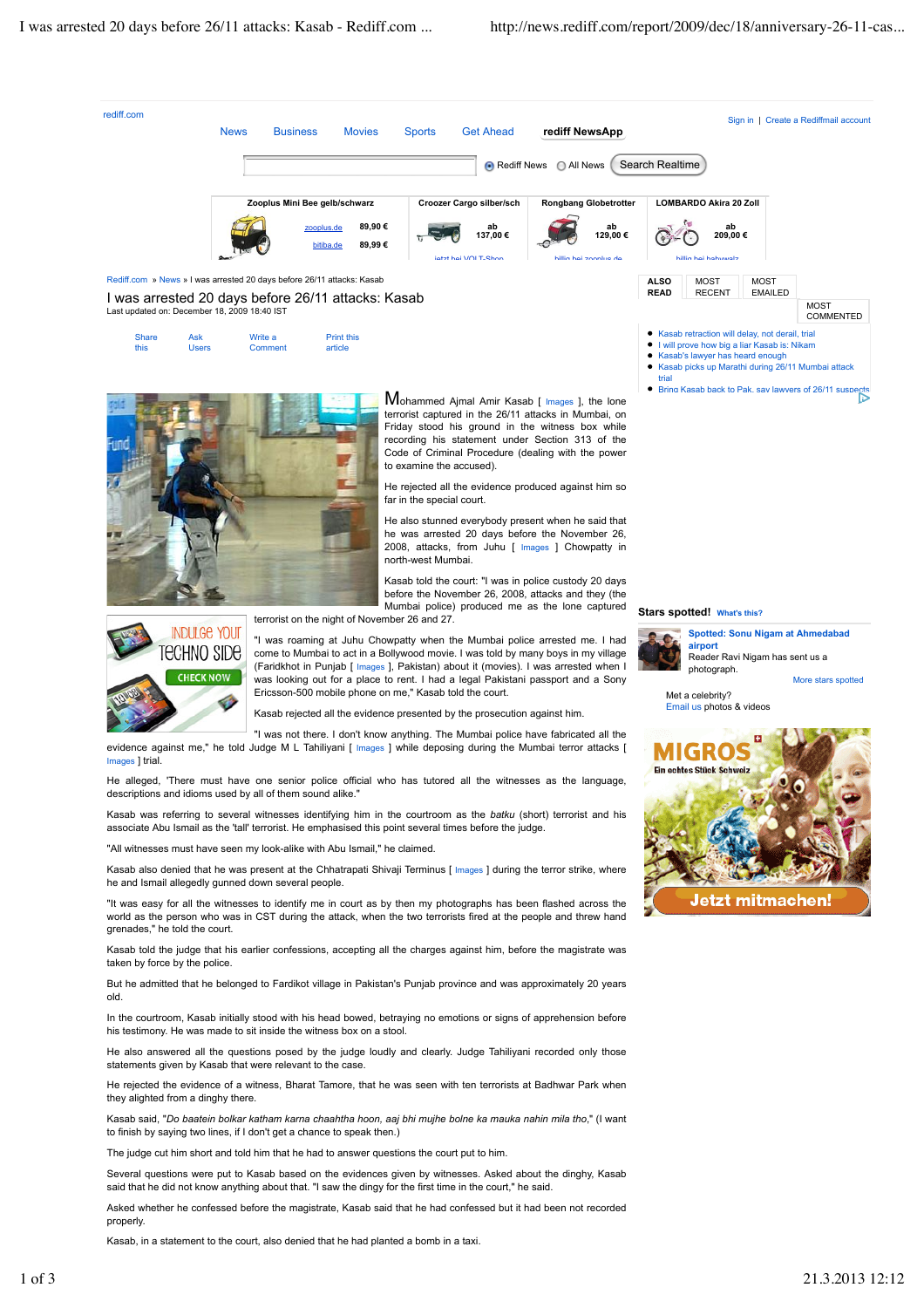Rediff.com » News » I was arrested 20 days before 26/11 attacks: Kasab

# I was arrested 20 days before 26/11 attacks: Kasab

Last updated on: December 18, 2009 18:40 IST

Mohammed Ajmal Amir Kasab [ Images ], the lone terrorist captured in the 26/11 attacks in Mumbai, on Friday stood his ground in the witness box while recording his statement under Section 313 of the Code of Criminal Procedure (dealing with the power to examine the accused).

He rejected all the evidence produced against him so far in the special court.

He also stunned everybody present when he said that he was arrested 20 days before the November 26, 2008, attacks, from Juhu [ Images ] Chowpatty in north-west Mumbai.

Kasab told the court: "I was in police custody 20 days before the November 26, 2008, attacks and they (the Mumbai police) produced me as the lone captured terrorist on the night of November 26 and 27.

"I was roaming at Juhu Chowpatty when the Mumbai police arrested me. I had come to Mumbai to act in a Bollywood movie. I was told by many boys in my village (Faridkhot in Punjab [ Images ], Pakistan) about it (movies). I was arrested when I was looking out for a place to rent. I had a legal Pakistani passport and a Sony Ericsson-500 mobile phone on me," Kasab told the court.

Kasab rejected all the evidence presented by the prosecution against him.

"I was not there. I don't know anything. The Mumbai police have fabricated all the evidence against me," he told Judge M L Tahiliyani [ Images ] while deposing during the Mumbai terror attacks [ Images ] trial.

He alleged, 'There must have one senior police official who has tutored all the witnesses as the language, descriptions and idioms used by all of them sound alike."

Kasab was referring to several witnesses identifying him in the courtroom as the *batku* (short) terrorist and his associate Abu Ismail as the 'tall' terrorist. He emphasised this point several times before the judge.

"All witnesses must have seen my look-alike with Abu Ismail," he claimed.

Kasab also denied that he was present at the Chhatrapati Shivaji Terminus [ Images ] during the terror strike, where he and Ismail allegedly gunned down several people.

"It was easy for all the witnesses to identify me in court as by then my photographs has been flashed across the world as the person who was in CST during the attack, when the two terrorists fired at the people and threw hand grenades," he told the court.

Kasab told the judge that his earlier confessions, accepting all the charges against him, before the magistrate was taken by force by the police.

But he admitted that he belonged to Fardikot village in Pakistan's Punjab province and was approximately 20 years old.

In the courtroom, Kasab initially stood with his head bowed, betraying no emotions or signs of apprehension before his testimony. He was made to sit inside the witness box on a stool.

He also answered all the questions posed by the judge loudly and clearly. Judge Tahiliyani recorded only those statements given by Kasab that were relevant to the case.

He rejected the evidence of a witness, Bharat Tamore, that he was seen with ten terrorists at Badhwar Park when they alighted from a dinghy there.

Kasab said, "*Do baatein bolkar katham karna chaahtha hoon, aaj bhi mujhe bolne ka mauka nahin mila tho*," (I want to finish by saying two lines, if I don't get a chance to speak then.)

The judge cut him short and told him that he had to answer questions the court put to him.

Several questions were put to Kasab based on the evidences given by witnesses. Asked about the dinghy, Kasab said that he did not know anything about that. "I saw the dingy for the first time in the court," he said.

Asked whether he confessed before the magistrate, Kasab said that he had confessed but it had been not recorded properly.

Kasab, in a statement to the court, also denied that he had planted a bomb in a taxi.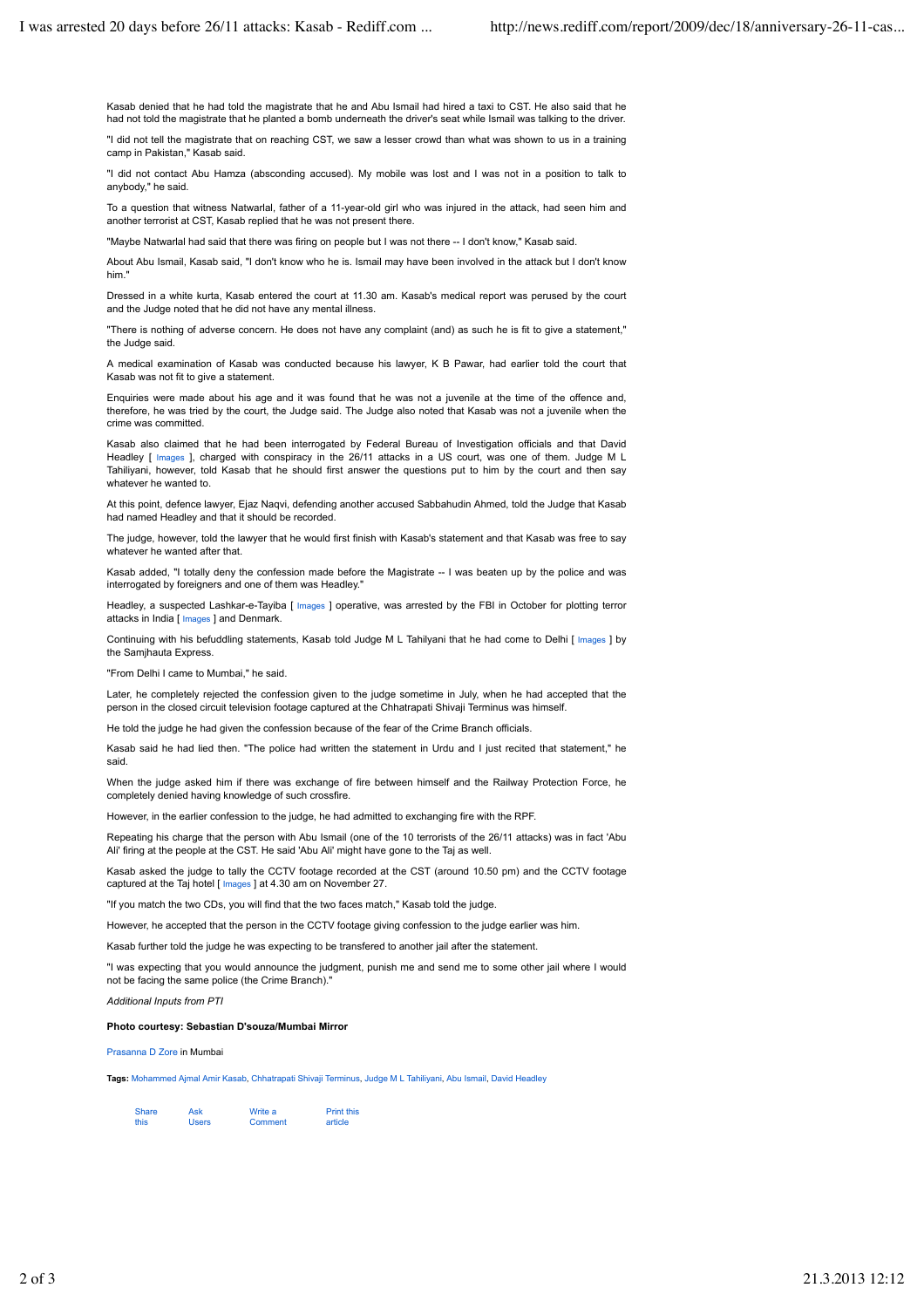Kasab denied that he had told the magistrate that he and Abu Ismail had hired a taxi to CST. He also said that he had not told the magistrate that he planted a bomb underneath the driver's seat while Ismail was talking to the driver.

"I did not tell the magistrate that on reaching CST, we saw a lesser crowd than what was shown to us in a training camp in Pakistan," Kasab said.

"I did not contact Abu Hamza (absconding accused). My mobile was lost and I was not in a position to talk to anybody," he said.

To a question that witness Natwarlal, father of a 11-year-old girl who was injured in the attack, had seen him and another terrorist at CST, Kasab replied that he was not present there.

"Maybe Natwarlal had said that there was firing on people but I was not there -- I don't know," Kasab said.

About Abu Ismail, Kasab said, "I don't know who he is. Ismail may have been involved in the attack but I don't know him."

Dressed in a white kurta, Kasab entered the court at 11.30 am. Kasab's medical report was perused by the court and the Judge noted that he did not have any mental illness.

"There is nothing of adverse concern. He does not have any complaint (and) as such he is fit to give a statement," the Judge said.

A medical examination of Kasab was conducted because his lawyer, K B Pawar, had earlier told the court that Kasab was not fit to give a statement.

Enquiries were made about his age and it was found that he was not a juvenile at the time of the offence and, therefore, he was tried by the court, the Judge said. The Judge also noted that Kasab was not a juvenile when the crime was committed.

Kasab also claimed that he had been interrogated by Federal Bureau of Investigation officials and that David Headley [ Images ], charged with conspiracy in the 26/11 attacks in a US court, was one of them. Judge M L Tahiliyani, however, told Kasab that he should first answer the questions put to him by the court and then say whatever he wanted to.

At this point, defence lawyer, Ejaz Naqvi, defending another accused Sabbahudin Ahmed, told the Judge that Kasab had named Headley and that it should be recorded.

The judge, however, told the lawyer that he would first finish with Kasab's statement and that Kasab was free to say whatever he wanted after that.

Kasab added, "I totally deny the confession made before the Magistrate -- I was beaten up by the police and was interrogated by foreigners and one of them was Headley."

Headley, a suspected Lashkar-e-Tayiba [ Images ] operative, was arrested by the FBI in October for plotting terror attacks in India [ Images ] and Denmark.

Continuing with his befuddling statements, Kasab told Judge M L Tahilyani that he had come to Delhi [ Images ] by the Samjhauta Express.

"From Delhi I came to Mumbai," he said.

Later, he completely rejected the confession given to the judge sometime in July, when he had accepted that the person in the closed circuit television footage captured at the Chhatrapati Shivaji Terminus was himself.

He told the judge he had given the confession because of the fear of the Crime Branch officials.

Kasab said he had lied then. "The police had written the statement in Urdu and I just recited that statement," he said.

When the judge asked him if there was exchange of fire between himself and the Railway Protection Force, he completely denied having knowledge of such crossfire.

However, in the earlier confession to the judge, he had admitted to exchanging fire with the RPF.

Repeating his charge that the person with Abu Ismail (one of the 10 terrorists of the 26/11 attacks) was in fact 'Abu Ali' firing at the people at the CST. He said 'Abu Ali' might have gone to the Taj as well.

Kasab asked the judge to tally the CCTV footage recorded at the CST (around 10.50 pm) and the CCTV footage captured at the Taj hotel [ Images ] at 4.30 am on November 27.

"If you match the two CDs, you will find that the two faces match," Kasab told the judge.

However, he accepted that the person in the CCTV footage giving confession to the judge earlier was him.

Kasab further told the judge he was expecting to be transfered to another jail after the statement.

"I was expecting that you would announce the judgment, punish me and send me to some other jail where I would not be facing the same police (the Crime Branch)."

*Additional Inputs from PTI*

**Photo courtesy: Sebastian D'souza/Mumbai Mirror**

Prasanna D Zore in Mumbai

**Tags:** Mohammed Ajmal Amir Kasab, Chhatrapati Shivaji Terminus, Judge M L Tahiliyani, Abu Ismail, David Headley

Share this | Ask Users | Write a Comment | Print this article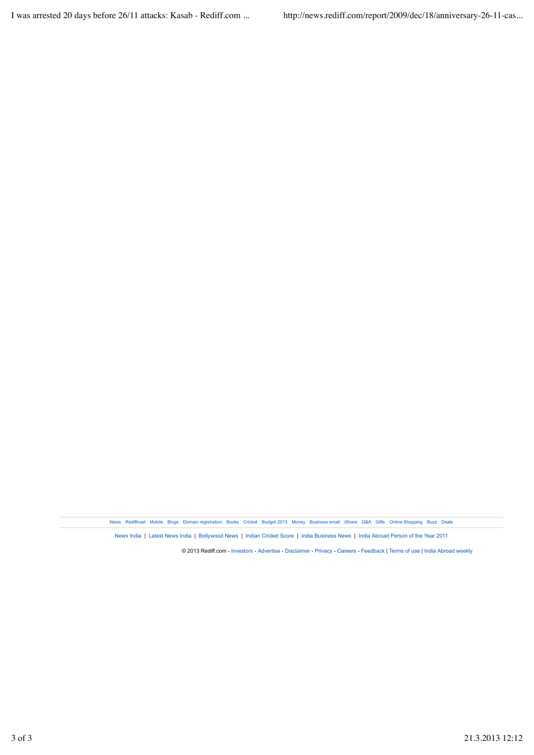News Rediffmail Mobile Blogs Domain registration Books Cricket Budget 2013 Money Business email iShare Q&A Gifts Online Shopping Buzz Deals

News India | Latest News India | Bollywood News | Indian Cricket Score | India Business News | India Abroad Person of the Year 2011

© 2013 Rediff.com - Investors - Advertise - Disclaimer - Privacy - Careers - Feedback | Terms of use | India Abroad weekly